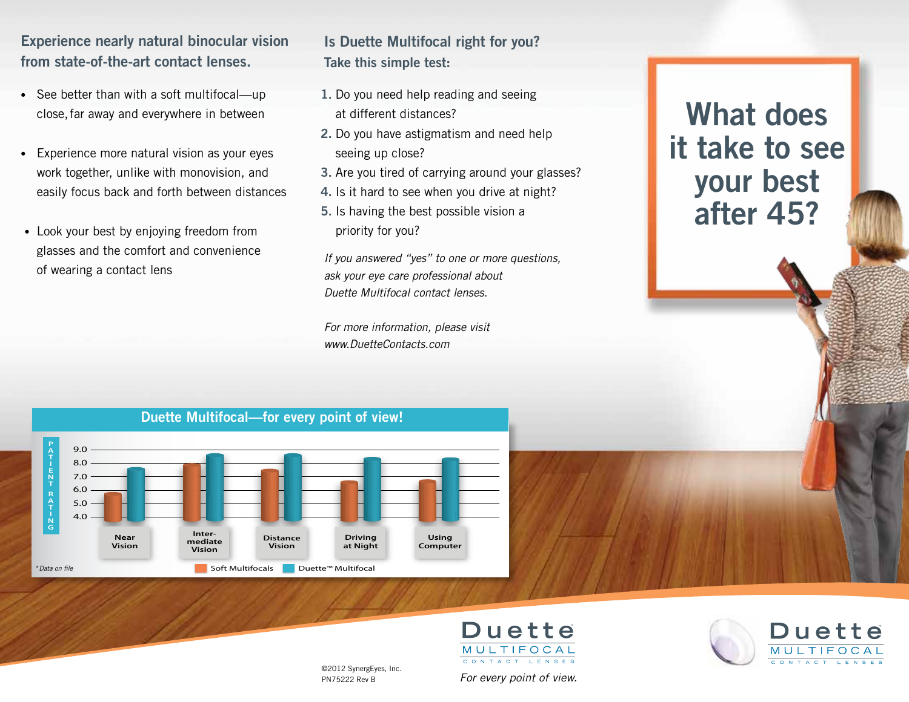## Experience nearly natural binocular vision from state-of-the-art contact lenses.

- See better than with a soft multifocal—up close, far away and everywhere in between
- Experience more natural vision as your eyes work together, unlike with monovision, and easily focus back and forth between distances
- Look your best by enjoying freedom from glasses and the comfort and convenience of wearing a contact lens

## Is Duette Multifocal right for you? Take this simple test:

1. Do you need help reading and seeing at different distances?
2. Do you have astigmatism and need help seeing up close?
3. Are you tired of carrying around your glasses?
4. Is it hard to see when you drive at night?
5. Is having the best possible vision a priority for you?

*If you answered "yes" to one or more questions, ask your eye care professional about Duette Multifocal contact lenses.*

*For more information, please visit www.DuetteContacts.com*

# What does it take to see your best after 45?

### Duette Multifocal—for every point of view!

PATIENT RATING

9.0, 8.0, 7.0, 6.0, 5.0, 4.0

Near Vision | Inter-mediate Vision | Distance Vision | Driving at Night | Using Computer

Soft Multifocals | Duette™ Multifocal

*Data on file

Duette MULTIFOCAL CONTACT LENSES

*For every point of view.*

©2012 SynergEyes, Inc.
PN75222 Rev B

Duette MULTIFOCAL CONTACT LENSES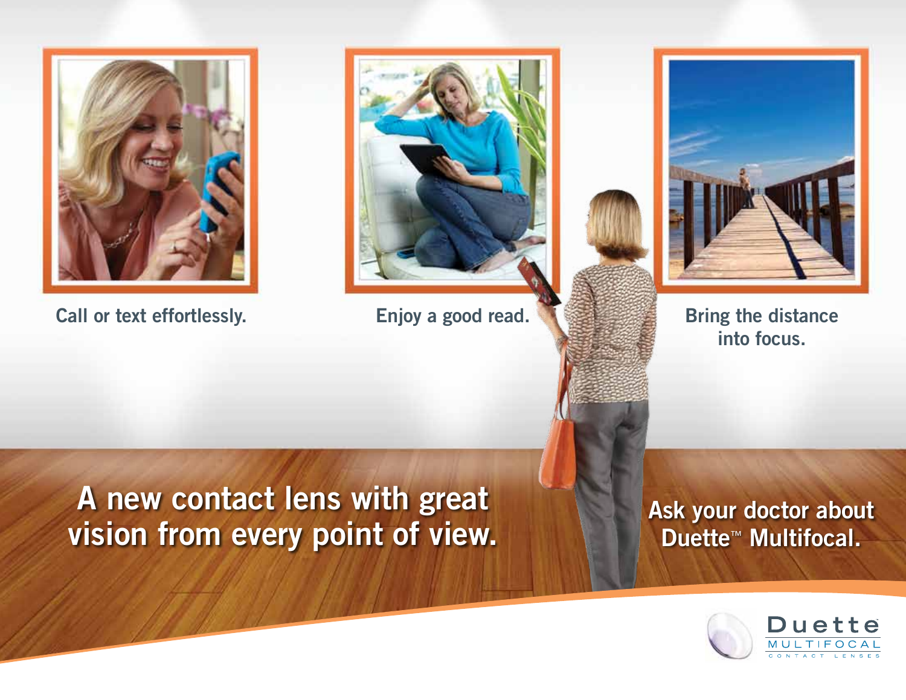Call or text effortlessly.

Enjoy a good read.

Bring the distance into focus.

## A new contact lens with great vision from every point of view.

**Ask your doctor about Duette™ Multifocal.**

Duette MULTIFOCAL CONTACT LENSES